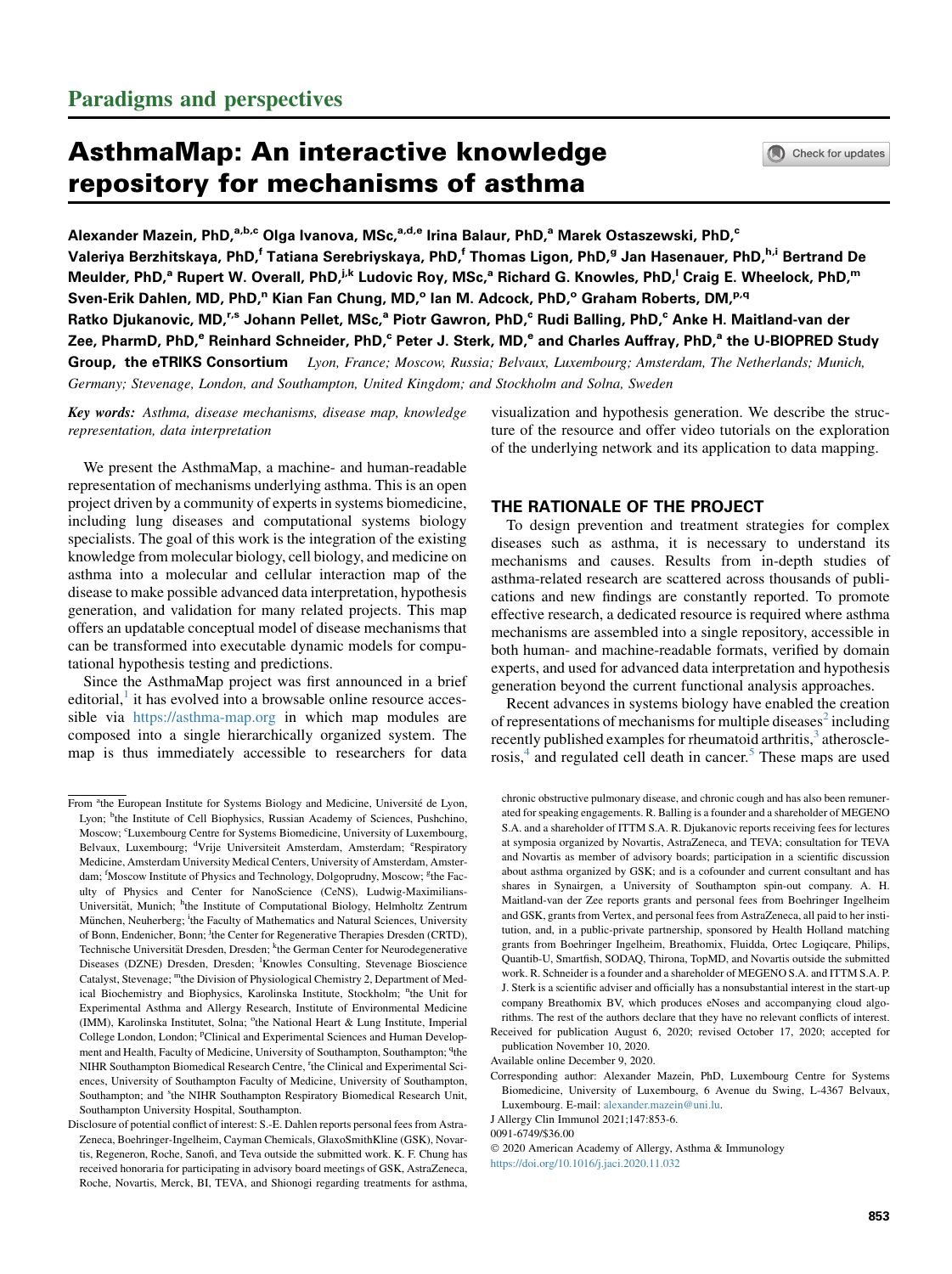## Paradigms and perspectives

# AsthmaMap: An interactive knowledge repository for mechanisms of asthma

Alexander Mazein, PhD,[a,b,c] Olga Ivanova, MSc,[a,d,e] Irina Balaur, PhD,[a] Marek Ostaszewski, PhD,[c] Valeriya Berzhitskaya, PhD,[f] Tatiana Serebriyskaya, PhD,[f] Thomas Ligon, PhD,[g] Jan Hasenauer, PhD,[h,i] Bertrand De Meulder, PhD,[a] Rupert W. Overall, PhD,[j,k] Ludovic Roy, MSc,[a] Richard G. Knowles, PhD,[l] Craig E. Wheelock, PhD,[m] Sven-Erik Dahlen, MD, PhD,[n] Kian Fan Chung, MD,[o] Ian M. Adcock, PhD,[o] Graham Roberts, DM,[p,q] Ratko Djukanovic, MD,[r,s] Johann Pellet, MSc,[a] Piotr Gawron, PhD,[c] Rudi Balling, PhD,[c] Anke H. Maitland-van der Zee, PharmD, PhD,[e] Reinhard Schneider, PhD,[c] Peter J. Sterk, MD,[e] and Charles Auffray, PhD,[a] the U-BIOPRED Study Group, the eTRIKS Consortium *Lyon, France; Moscow, Russia; Belvaux, Luxembourg; Amsterdam, The Netherlands; Munich, Germany; Stevenage, London, and Southampton, United Kingdom; and Stockholm and Solna, Sweden*

***Key words:** Asthma, disease mechanisms, disease map, knowledge representation, data interpretation*

We present the AsthmaMap, a machine- and human-readable representation of mechanisms underlying asthma. This is an open project driven by a community of experts in systems biomedicine, including lung diseases and computational systems biology specialists. The goal of this work is the integration of the existing knowledge from molecular biology, cell biology, and medicine on asthma into a molecular and cellular interaction map of the disease to make possible advanced data interpretation, hypothesis generation, and validation for many related projects. This map offers an updatable conceptual model of disease mechanisms that can be transformed into executable dynamic models for computational hypothesis testing and predictions.

Since the AsthmaMap project was first announced in a brief editorial,[1] it has evolved into a browsable online resource accessible via https://asthma-map.org in which map modules are composed into a single hierarchically organized system. The map is thus immediately accessible to researchers for data visualization and hypothesis generation. We describe the structure of the resource and offer video tutorials on the exploration of the underlying network and its application to data mapping.

## THE RATIONALE OF THE PROJECT

To design prevention and treatment strategies for complex diseases such as asthma, it is necessary to understand its mechanisms and causes. Results from in-depth studies of asthma-related research are scattered across thousands of publications and new findings are constantly reported. To promote effective research, a dedicated resource is required where asthma mechanisms are assembled into a single repository, accessible in both human- and machine-readable formats, verified by domain experts, and used for advanced data interpretation and hypothesis generation beyond the current functional analysis approaches.

Recent advances in systems biology have enabled the creation of representations of mechanisms for multiple diseases[2] including recently published examples for rheumatoid arthritis,[3] atherosclerosis,[4] and regulated cell death in cancer.[5] These maps are used

From [a]the European Institute for Systems Biology and Medicine, Université de Lyon, Lyon; [b]the Institute of Cell Biophysics, Russian Academy of Sciences, Pushchino, Moscow; [c]Luxembourg Centre for Systems Biomedicine, University of Luxembourg, Belvaux, Luxembourg; [d]Vrije Universiteit Amsterdam, Amsterdam; [e]Respiratory Medicine, Amsterdam University Medical Centers, University of Amsterdam, Amsterdam; [f]Moscow Institute of Physics and Technology, Dolgoprudny, Moscow; [g]the Faculty of Physics and Center for NanoScience (CeNS), Ludwig-Maximilians-Universität, Munich; [h]the Institute of Computational Biology, Helmholtz Zentrum München, Neuherberg; [i]the Faculty of Mathematics and Natural Sciences, University of Bonn, Endenicher, Bonn; [j]the Center for Regenerative Therapies Dresden (CRTD), Technische Universität Dresden, Dresden; [k]the German Center for Neurodegenerative Diseases (DZNE) Dresden, Dresden; [l]Knowles Consulting, Stevenage Bioscience Catalyst, Stevenage; [m]the Division of Physiological Chemistry 2, Department of Medical Biochemistry and Biophysics, Karolinska Institute, Stockholm; [n]the Unit for Experimental Asthma and Allergy Research, Institute of Environmental Medicine (IMM), Karolinska Institutet, Solna; [o]the National Heart & Lung Institute, Imperial College London, London; [p]Clinical and Experimental Sciences and Human Development and Health, Faculty of Medicine, University of Southampton, Southampton; [q]the NIHR Southampton Biomedical Research Centre, [r]the Clinical and Experimental Sciences, University of Southampton Faculty of Medicine, University of Southampton, Southampton; and [s]the NIHR Southampton Respiratory Biomedical Research Unit, Southampton University Hospital, Southampton.

Disclosure of potential conflict of interest: S.-E. Dahlen reports personal fees from AstraZeneca, Boehringer-Ingelheim, Cayman Chemicals, GlaxoSmithKline (GSK), Novartis, Regeneron, Roche, Sanofi, and Teva outside the submitted work. K. F. Chung has received honoraria for participating in advisory board meetings of GSK, AstraZeneca, Roche, Novartis, Merck, BI, TEVA, and Shionogi regarding treatments for asthma, chronic obstructive pulmonary disease, and chronic cough and has also been remunerated for speaking engagements. R. Balling is a founder and a shareholder of MEGENO S.A. and a shareholder of ITTM S.A. R. Djukanovic reports receiving fees for lectures at symposia organized by Novartis, AstraZeneca, and TEVA; consultation for TEVA and Novartis as member of advisory boards; participation in a scientific discussion about asthma organized by GSK; and is a cofounder and current consultant and has shares in Synairgen, a University of Southampton spin-out company. A. H. Maitland-van der Zee reports grants and personal fees from Boehringer Ingelheim and GSK, grants from Vertex, and personal fees from AstraZeneca, all paid to her institution, and, in a public-private partnership, sponsored by Health Holland matching grants from Boehringer Ingelheim, Breathomix, Fluidda, Ortec Logiqcare, Philips, Quantib-U, Smartfish, SODAQ, Thirona, TopMD, and Novartis outside the submitted work. R. Schneider is a founder and a shareholder of MEGENO S.A. and ITTM S.A. P. J. Sterk is a scientific adviser and officially has a nonsubstantial interest in the start-up company Breathomix BV, which produces eNoses and accompanying cloud algorithms. The rest of the authors declare that they have no relevant conflicts of interest.

Received for publication August 6, 2020; revised October 17, 2020; accepted for publication November 10, 2020.

Available online December 9, 2020.

Corresponding author: Alexander Mazein, PhD, Luxembourg Centre for Systems Biomedicine, University of Luxembourg, 6 Avenue du Swing, L-4367 Belvaux, Luxembourg. E-mail: alexander.mazein@uni.lu.

J Allergy Clin Immunol 2021;147:853-6.

0091-6749/$36.00

© 2020 American Academy of Allergy, Asthma & Immunology

https://doi.org/10.1016/j.jaci.2020.11.032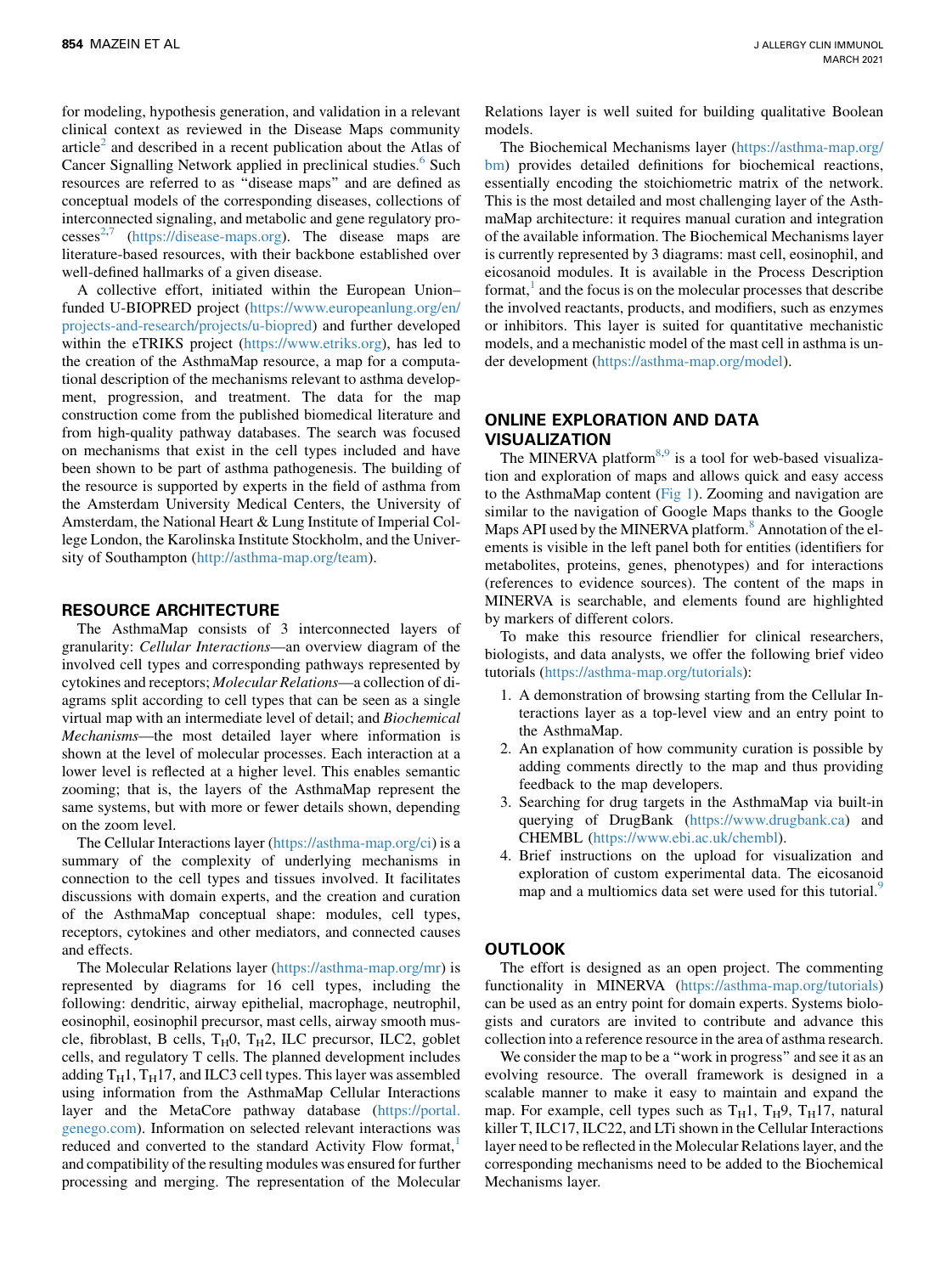for modeling, hypothesis generation, and validation in a relevant clinical context as reviewed in the Disease Maps community article[2] and described in a recent publication about the Atlas of Cancer Signalling Network applied in preclinical studies.[6] Such resources are referred to as "disease maps" and are defined as conceptual models of the corresponding diseases, collections of interconnected signaling, and metabolic and gene regulatory processes[2,7] (https://disease-maps.org). The disease maps are literature-based resources, with their backbone established over well-defined hallmarks of a given disease.

A collective effort, initiated within the European Union–funded U-BIOPRED project (https://www.europeanlung.org/en/projects-and-research/projects/u-biopred) and further developed within the eTRIKS project (https://www.etriks.org), has led to the creation of the AsthmaMap resource, a map for a computational description of the mechanisms relevant to asthma development, progression, and treatment. The data for the map construction come from the published biomedical literature and from high-quality pathway databases. The search was focused on mechanisms that exist in the cell types included and have been shown to be part of asthma pathogenesis. The building of the resource is supported by experts in the field of asthma from the Amsterdam University Medical Centers, the University of Amsterdam, the National Heart & Lung Institute of Imperial College London, the Karolinska Institute Stockholm, and the University of Southampton (http://asthma-map.org/team).

## RESOURCE ARCHITECTURE

The AsthmaMap consists of 3 interconnected layers of granularity: *Cellular Interactions*—an overview diagram of the involved cell types and corresponding pathways represented by cytokines and receptors; *Molecular Relations*—a collection of diagrams split according to cell types that can be seen as a single virtual map with an intermediate level of detail; and *Biochemical Mechanisms*—the most detailed layer where information is shown at the level of molecular processes. Each interaction at a lower level is reflected at a higher level. This enables semantic zooming; that is, the layers of the AsthmaMap represent the same systems, but with more or fewer details shown, depending on the zoom level.

The Cellular Interactions layer (https://asthma-map.org/ci) is a summary of the complexity of underlying mechanisms in connection to the cell types and tissues involved. It facilitates discussions with domain experts, and the creation and curation of the AsthmaMap conceptual shape: modules, cell types, receptors, cytokines and other mediators, and connected causes and effects.

The Molecular Relations layer (https://asthma-map.org/mr) is represented by diagrams for 16 cell types, including the following: dendritic, airway epithelial, macrophage, neutrophil, eosinophil, eosinophil precursor, mast cells, airway smooth muscle, fibroblast, B cells, $T_H0$, $T_H2$, ILC precursor, ILC2, goblet cells, and regulatory T cells. The planned development includes adding $T_H1$, $T_H17$, and ILC3 cell types. This layer was assembled using information from the AsthmaMap Cellular Interactions layer and the MetaCore pathway database (https://portal.genego.com). Information on selected relevant interactions was reduced and converted to the standard Activity Flow format,[1] and compatibility of the resulting modules was ensured for further processing and merging. The representation of the Molecular Relations layer is well suited for building qualitative Boolean models.

The Biochemical Mechanisms layer (https://asthma-map.org/bm) provides detailed definitions for biochemical reactions, essentially encoding the stoichiometric matrix of the network. This is the most detailed and most challenging layer of the AsthmaMap architecture: it requires manual curation and integration of the available information. The Biochemical Mechanisms layer is currently represented by 3 diagrams: mast cell, eosinophil, and eicosanoid modules. It is available in the Process Description format,[1] and the focus is on the molecular processes that describe the involved reactants, products, and modifiers, such as enzymes or inhibitors. This layer is suited for quantitative mechanistic models, and a mechanistic model of the mast cell in asthma is under development (https://asthma-map.org/model).

## ONLINE EXPLORATION AND DATA VISUALIZATION

The MINERVA platform[8,9] is a tool for web-based visualization and exploration of maps and allows quick and easy access to the AsthmaMap content (Fig 1). Zooming and navigation are similar to the navigation of Google Maps thanks to the Google Maps API used by the MINERVA platform.[8] Annotation of the elements is visible in the left panel both for entities (identifiers for metabolites, proteins, genes, phenotypes) and for interactions (references to evidence sources). The content of the maps in MINERVA is searchable, and elements found are highlighted by markers of different colors.

To make this resource friendlier for clinical researchers, biologists, and data analysts, we offer the following brief video tutorials (https://asthma-map.org/tutorials):

1. A demonstration of browsing starting from the Cellular Interactions layer as a top-level view and an entry point to the AsthmaMap.
2. An explanation of how community curation is possible by adding comments directly to the map and thus providing feedback to the map developers.
3. Searching for drug targets in the AsthmaMap via built-in querying of DrugBank (https://www.drugbank.ca) and CHEMBL (https://www.ebi.ac.uk/chembl).
4. Brief instructions on the upload for visualization and exploration of custom experimental data. The eicosanoid map and a multiomics data set were used for this tutorial.[9]

## OUTLOOK

The effort is designed as an open project. The commenting functionality in MINERVA (https://asthma-map.org/tutorials) can be used as an entry point for domain experts. Systems biologists and curators are invited to contribute and advance this collection into a reference resource in the area of asthma research.

We consider the map to be a "work in progress" and see it as an evolving resource. The overall framework is designed in a scalable manner to make it easy to maintain and expand the map. For example, cell types such as $T_H1$, $T_H9$, $T_H17$, natural killer T, ILC17, ILC22, and LTi shown in the Cellular Interactions layer need to be reflected in the Molecular Relations layer, and the corresponding mechanisms need to be added to the Biochemical Mechanisms layer.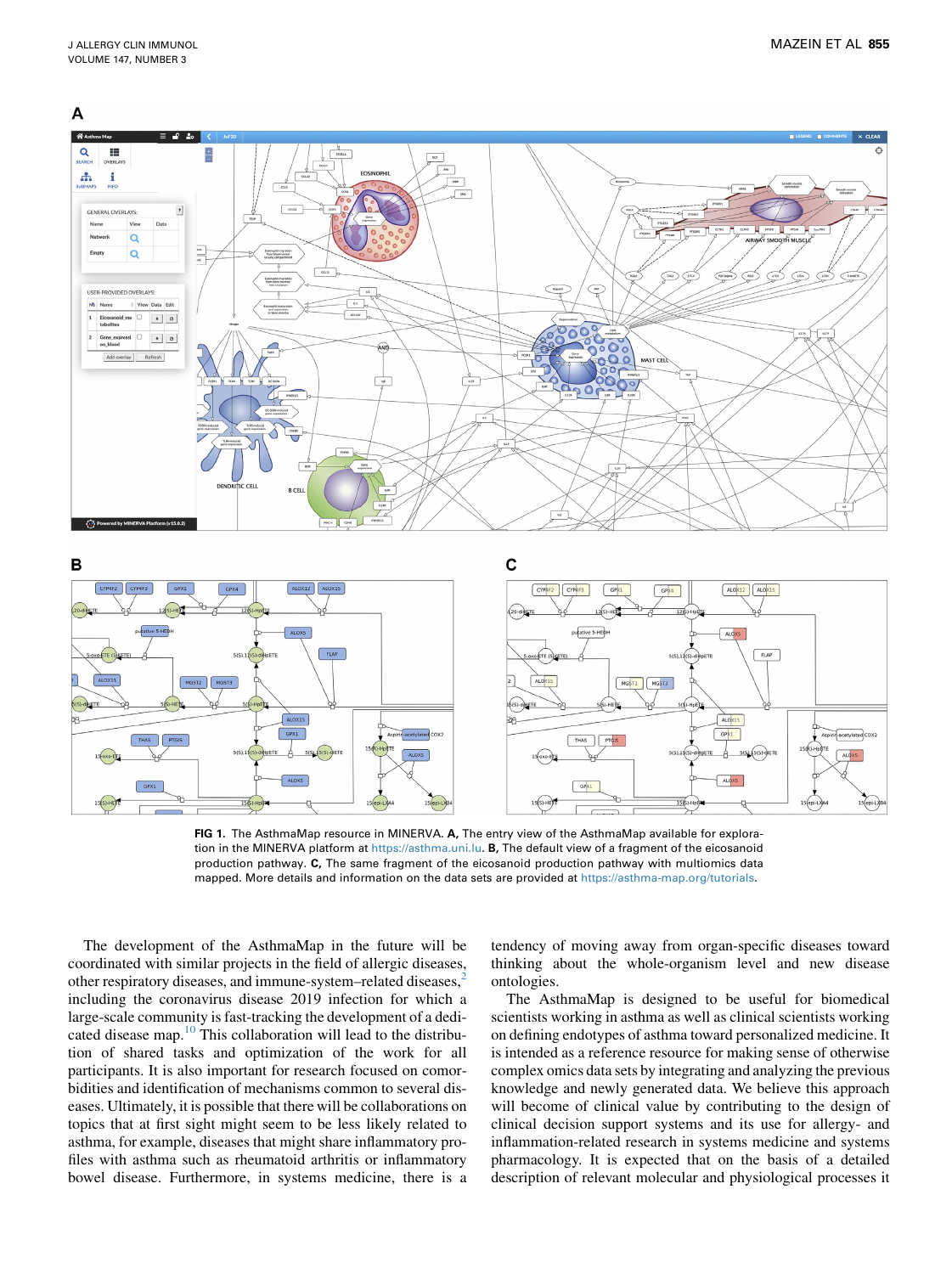**FIG 1.** The AsthmaMap resource in MINERVA. **A,** The entry view of the AsthmaMap available for exploration in the MINERVA platform at https://asthma.uni.lu. **B,** The default view of a fragment of the eicosanoid production pathway. **C,** The same fragment of the eicosanoid production pathway with multiomics data mapped. More details and information on the data sets are provided at https://asthma-map.org/tutorials.

The development of the AsthmaMap in the future will be coordinated with similar projects in the field of allergic diseases, other respiratory diseases, and immune-system–related diseases,[2] including the coronavirus disease 2019 infection for which a large-scale community is fast-tracking the development of a dedicated disease map.[10] This collaboration will lead to the distribution of shared tasks and optimization of the work for all participants. It is also important for research focused on comorbidities and identification of mechanisms common to several diseases. Ultimately, it is possible that there will be collaborations on topics that at first sight might seem to be less likely related to asthma, for example, diseases that might share inflammatory profiles with asthma such as rheumatoid arthritis or inflammatory bowel disease. Furthermore, in systems medicine, there is a tendency of moving away from organ-specific diseases toward thinking about the whole-organism level and new disease ontologies.

The AsthmaMap is designed to be useful for biomedical scientists working in asthma as well as clinical scientists working on defining endotypes of asthma toward personalized medicine. It is intended as a reference resource for making sense of otherwise complex omics data sets by integrating and analyzing the previous knowledge and newly generated data. We believe this approach will become of clinical value by contributing to the design of clinical decision support systems and its use for allergy- and inflammation-related research in systems medicine and systems pharmacology. It is expected that on the basis of a detailed description of relevant molecular and physiological processes it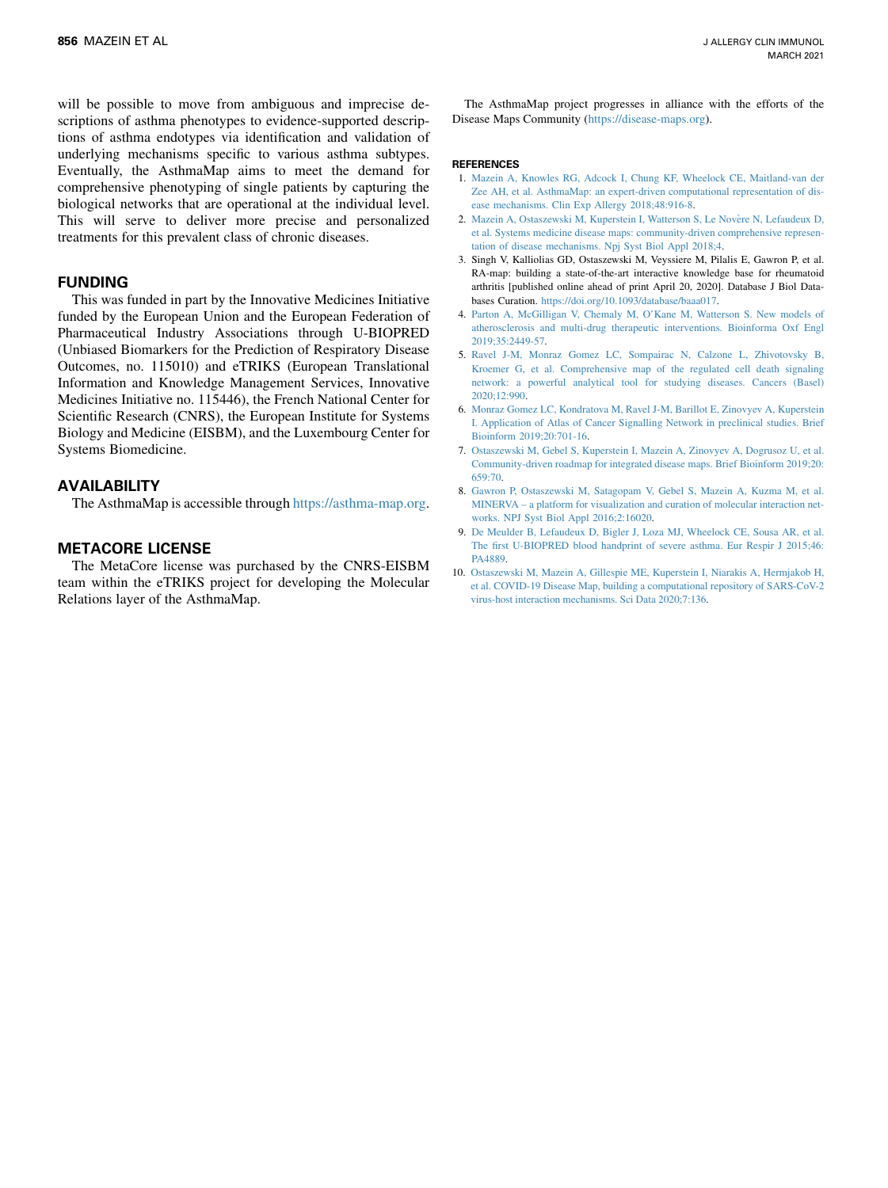will be possible to move from ambiguous and imprecise descriptions of asthma phenotypes to evidence-supported descriptions of asthma endotypes via identification and validation of underlying mechanisms specific to various asthma subtypes. Eventually, the AsthmaMap aims to meet the demand for comprehensive phenotyping of single patients by capturing the biological networks that are operational at the individual level. This will serve to deliver more precise and personalized treatments for this prevalent class of chronic diseases.

## FUNDING

This was funded in part by the Innovative Medicines Initiative funded by the European Union and the European Federation of Pharmaceutical Industry Associations through U-BIOPRED (Unbiased Biomarkers for the Prediction of Respiratory Disease Outcomes, no. 115010) and eTRIKS (European Translational Information and Knowledge Management Services, Innovative Medicines Initiative no. 115446), the French National Center for Scientific Research (CNRS), the European Institute for Systems Biology and Medicine (EISBM), and the Luxembourg Center for Systems Biomedicine.

## AVAILABILITY

The AsthmaMap is accessible through https://asthma-map.org.

## METACORE LICENSE

The MetaCore license was purchased by the CNRS-EISBM team within the eTRIKS project for developing the Molecular Relations layer of the AsthmaMap.

The AsthmaMap project progresses in alliance with the efforts of the Disease Maps Community (https://disease-maps.org).

## REFERENCES

1. Mazein A, Knowles RG, Adcock I, Chung KF, Wheelock CE, Maitland-van der Zee AH, et al. AsthmaMap: an expert-driven computational representation of disease mechanisms. Clin Exp Allergy 2018;48:916-8.
2. Mazein A, Ostaszewski M, Kuperstein I, Watterson S, Le Novère N, Lefaudeux D, et al. Systems medicine disease maps: community-driven comprehensive representation of disease mechanisms. Npj Syst Biol Appl 2018;4.
3. Singh V, Kalliolias GD, Ostaszewski M, Veyssiere M, Pilalis E, Gawron P, et al. RA-map: building a state-of-the-art interactive knowledge base for rheumatoid arthritis [published online ahead of print April 20, 2020]. Database J Biol Databases Curation. https://doi.org/10.1093/database/baaa017.
4. Parton A, McGilligan V, Chemaly M, O'Kane M, Watterson S. New models of atherosclerosis and multi-drug therapeutic interventions. Bioinforma Oxf Engl 2019;35:2449-57.
5. Ravel J-M, Monraz Gomez LC, Sompairac N, Calzone L, Zhivotovsky B, Kroemer G, et al. Comprehensive map of the regulated cell death signaling network: a powerful analytical tool for studying diseases. Cancers (Basel) 2020;12:990.
6. Monraz Gomez LC, Kondratova M, Ravel J-M, Barillot E, Zinovyev A, Kuperstein I. Application of Atlas of Cancer Signalling Network in preclinical studies. Brief Bioinform 2019;20:701-16.
7. Ostaszewski M, Gebel S, Kuperstein I, Mazein A, Zinovyev A, Dogrusoz U, et al. Community-driven roadmap for integrated disease maps. Brief Bioinform 2019;20:659-70.
8. Gawron P, Ostaszewski M, Satagopam V, Gebel S, Mazein A, Kuzma M, et al. MINERVA – a platform for visualization and curation of molecular interaction networks. NPJ Syst Biol Appl 2016;2:16020.
9. De Meulder B, Lefaudeux D, Bigler J, Loza MJ, Wheelock CE, Sousa AR, et al. The first U-BIOPRED blood handprint of severe asthma. Eur Respir J 2015;46:PA4889.
10. Ostaszewski M, Mazein A, Gillespie ME, Kuperstein I, Niarakis A, Hermjakob H, et al. COVID-19 Disease Map, building a computational repository of SARS-CoV-2 virus-host interaction mechanisms. Sci Data 2020;7:136.